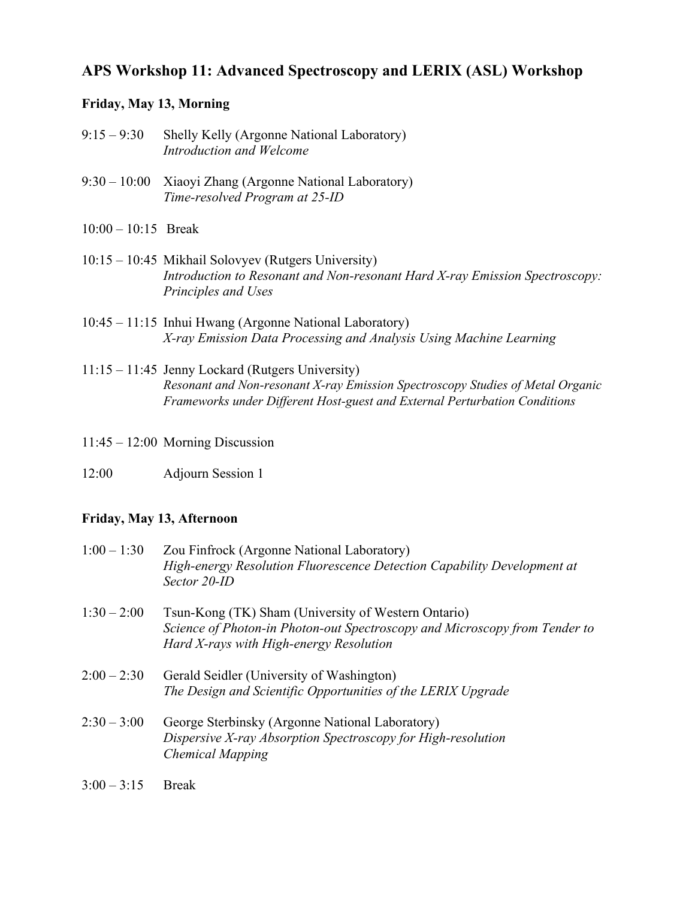# APS Workshop 11: Advanced Spectroscopy and LERIX (ASL) Workshop

## Friday, May 13, Morning

9:15 – 9:30 Shelly Kelly (Argonne National Laboratory)
*Introduction and Welcome*

9:30 – 10:00 Xiaoyi Zhang (Argonne National Laboratory)
*Time-resolved Program at 25-ID*

10:00 – 10:15 Break

10:15 – 10:45 Mikhail Solovyev (Rutgers University)
*Introduction to Resonant and Non-resonant Hard X-ray Emission Spectroscopy: Principles and Uses*

10:45 – 11:15 Inhui Hwang (Argonne National Laboratory)
*X-ray Emission Data Processing and Analysis Using Machine Learning*

11:15 – 11:45 Jenny Lockard (Rutgers University)
*Resonant and Non-resonant X-ray Emission Spectroscopy Studies of Metal Organic Frameworks under Different Host-guest and External Perturbation Conditions*

11:45 – 12:00 Morning Discussion

12:00 Adjourn Session 1

## Friday, May 13, Afternoon

1:00 – 1:30 Zou Finfrock (Argonne National Laboratory)
*High-energy Resolution Fluorescence Detection Capability Development at Sector 20-ID*

1:30 – 2:00 Tsun-Kong (TK) Sham (University of Western Ontario)
*Science of Photon-in Photon-out Spectroscopy and Microscopy from Tender to Hard X-rays with High-energy Resolution*

2:00 – 2:30 Gerald Seidler (University of Washington)
*The Design and Scientific Opportunities of the LERIX Upgrade*

2:30 – 3:00 George Sterbinsky (Argonne National Laboratory)
*Dispersive X-ray Absorption Spectroscopy for High-resolution Chemical Mapping*

3:00 – 3:15 Break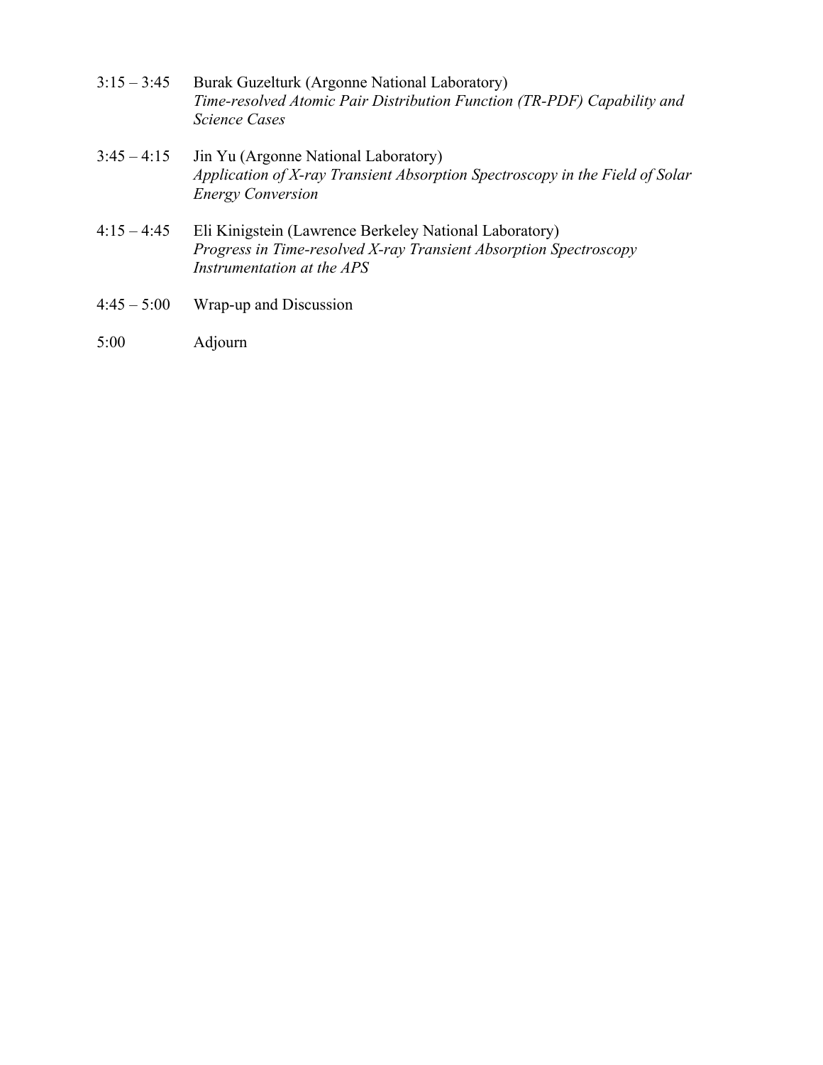3:15 – 3:45 Burak Guzelturk (Argonne National Laboratory)
*Time-resolved Atomic Pair Distribution Function (TR-PDF) Capability and Science Cases*

3:45 – 4:15 Jin Yu (Argonne National Laboratory)
*Application of X-ray Transient Absorption Spectroscopy in the Field of Solar Energy Conversion*

4:15 – 4:45 Eli Kinigstein (Lawrence Berkeley National Laboratory)
*Progress in Time-resolved X-ray Transient Absorption Spectroscopy Instrumentation at the APS*

4:45 – 5:00 Wrap-up and Discussion

5:00 Adjourn